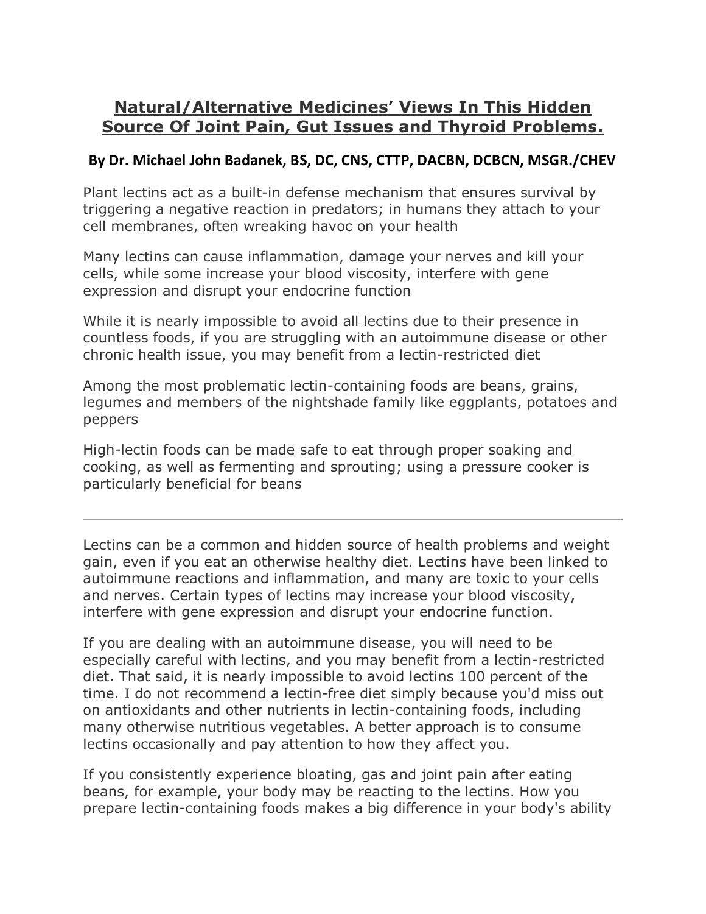# Natural/Alternative Medicines' Views In This Hidden Source Of Joint Pain, Gut Issues and Thyroid Problems.

**By Dr. Michael John Badanek, BS, DC, CNS, CTTP, DACBN, DCBCN, MSGR./CHEV**

Plant lectins act as a built-in defense mechanism that ensures survival by triggering a negative reaction in predators; in humans they attach to your cell membranes, often wreaking havoc on your health

Many lectins can cause inflammation, damage your nerves and kill your cells, while some increase your blood viscosity, interfere with gene expression and disrupt your endocrine function

While it is nearly impossible to avoid all lectins due to their presence in countless foods, if you are struggling with an autoimmune disease or other chronic health issue, you may benefit from a lectin-restricted diet

Among the most problematic lectin-containing foods are beans, grains, legumes and members of the nightshade family like eggplants, potatoes and peppers

High-lectin foods can be made safe to eat through proper soaking and cooking, as well as fermenting and sprouting; using a pressure cooker is particularly beneficial for beans

---

Lectins can be a common and hidden source of health problems and weight gain, even if you eat an otherwise healthy diet. Lectins have been linked to autoimmune reactions and inflammation, and many are toxic to your cells and nerves. Certain types of lectins may increase your blood viscosity, interfere with gene expression and disrupt your endocrine function.

If you are dealing with an autoimmune disease, you will need to be especially careful with lectins, and you may benefit from a lectin-restricted diet. That said, it is nearly impossible to avoid lectins 100 percent of the time. I do not recommend a lectin-free diet simply because you'd miss out on antioxidants and other nutrients in lectin-containing foods, including many otherwise nutritious vegetables. A better approach is to consume lectins occasionally and pay attention to how they affect you.

If you consistently experience bloating, gas and joint pain after eating beans, for example, your body may be reacting to the lectins. How you prepare lectin-containing foods makes a big difference in your body's ability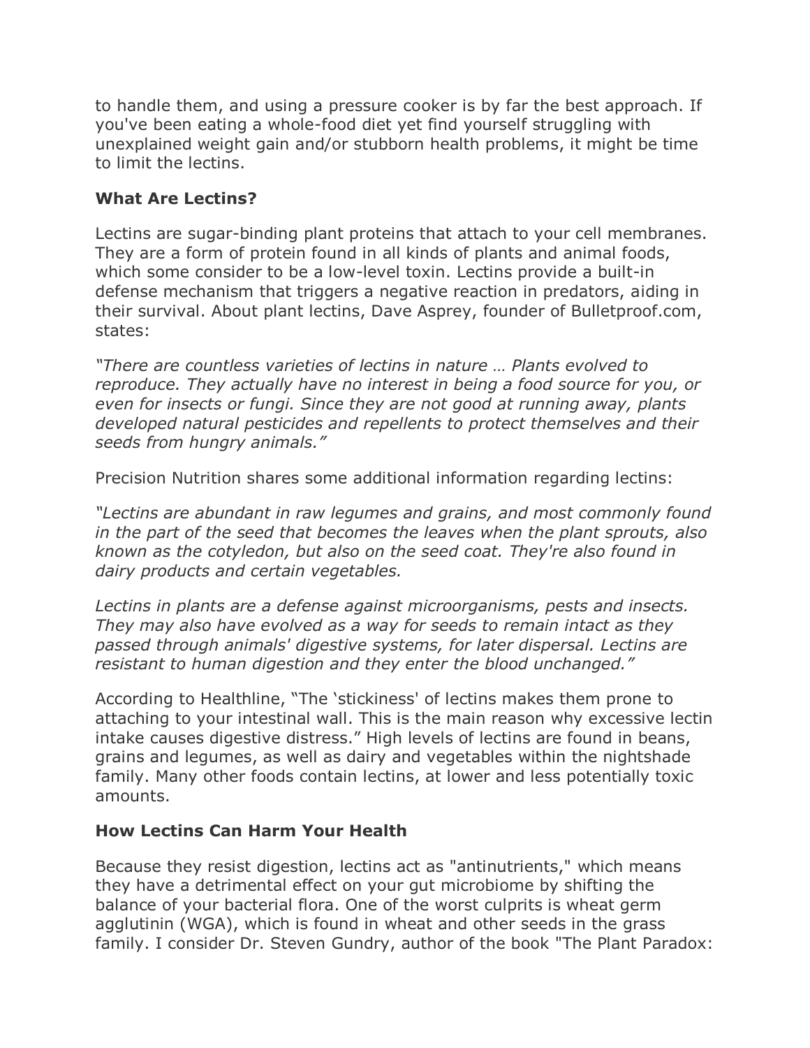to handle them, and using a pressure cooker is by far the best approach. If you've been eating a whole-food diet yet find yourself struggling with unexplained weight gain and/or stubborn health problems, it might be time to limit the lectins.

## What Are Lectins?

Lectins are sugar-binding plant proteins that attach to your cell membranes. They are a form of protein found in all kinds of plants and animal foods, which some consider to be a low-level toxin. Lectins provide a built-in defense mechanism that triggers a negative reaction in predators, aiding in their survival. About plant lectins, Dave Asprey, founder of Bulletproof.com, states:

*"There are countless varieties of lectins in nature … Plants evolved to reproduce. They actually have no interest in being a food source for you, or even for insects or fungi. Since they are not good at running away, plants developed natural pesticides and repellents to protect themselves and their seeds from hungry animals."*

Precision Nutrition shares some additional information regarding lectins:

*"Lectins are abundant in raw legumes and grains, and most commonly found in the part of the seed that becomes the leaves when the plant sprouts, also known as the cotyledon, but also on the seed coat. They're also found in dairy products and certain vegetables.*

*Lectins in plants are a defense against microorganisms, pests and insects. They may also have evolved as a way for seeds to remain intact as they passed through animals' digestive systems, for later dispersal. Lectins are resistant to human digestion and they enter the blood unchanged."*

According to Healthline, "The 'stickiness' of lectins makes them prone to attaching to your intestinal wall. This is the main reason why excessive lectin intake causes digestive distress." High levels of lectins are found in beans, grains and legumes, as well as dairy and vegetables within the nightshade family. Many other foods contain lectins, at lower and less potentially toxic amounts.

## How Lectins Can Harm Your Health

Because they resist digestion, lectins act as "antinutrients," which means they have a detrimental effect on your gut microbiome by shifting the balance of your bacterial flora. One of the worst culprits is wheat germ agglutinin (WGA), which is found in wheat and other seeds in the grass family. I consider Dr. Steven Gundry, author of the book "The Plant Paradox: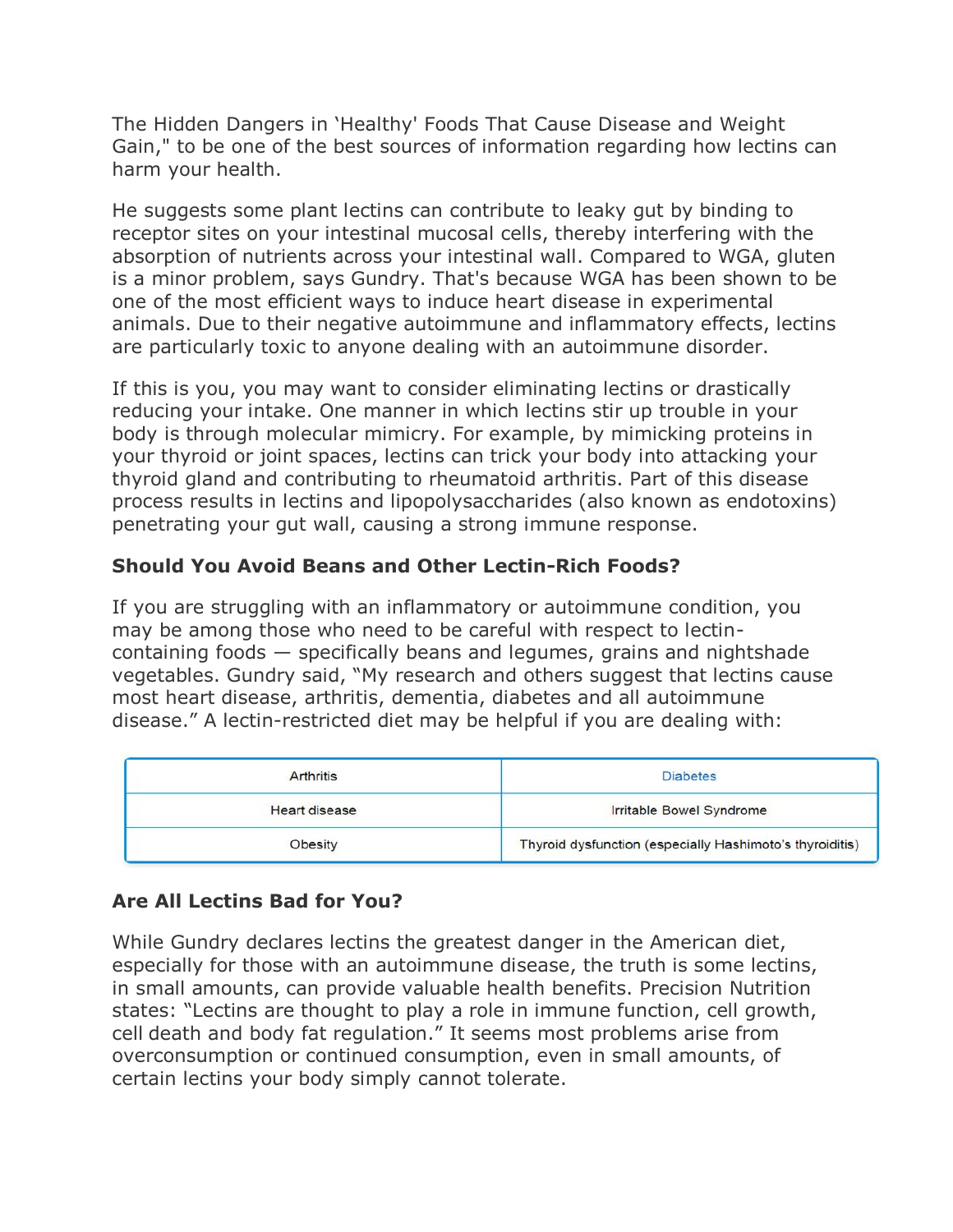The Hidden Dangers in 'Healthy' Foods That Cause Disease and Weight Gain," to be one of the best sources of information regarding how lectins can harm your health.

He suggests some plant lectins can contribute to leaky gut by binding to receptor sites on your intestinal mucosal cells, thereby interfering with the absorption of nutrients across your intestinal wall. Compared to WGA, gluten is a minor problem, says Gundry. That's because WGA has been shown to be one of the most efficient ways to induce heart disease in experimental animals. Due to their negative autoimmune and inflammatory effects, lectins are particularly toxic to anyone dealing with an autoimmune disorder.

If this is you, you may want to consider eliminating lectins or drastically reducing your intake. One manner in which lectins stir up trouble in your body is through molecular mimicry. For example, by mimicking proteins in your thyroid or joint spaces, lectins can trick your body into attacking your thyroid gland and contributing to rheumatoid arthritis. Part of this disease process results in lectins and lipopolysaccharides (also known as endotoxins) penetrating your gut wall, causing a strong immune response.

### Should You Avoid Beans and Other Lectin-Rich Foods?

If you are struggling with an inflammatory or autoimmune condition, you may be among those who need to be careful with respect to lectin-containing foods — specifically beans and legumes, grains and nightshade vegetables. Gundry said, "My research and others suggest that lectins cause most heart disease, arthritis, dementia, diabetes and all autoimmune disease." A lectin-restricted diet may be helpful if you are dealing with:

| | |
|---|---|
| Arthritis | Diabetes |
| Heart disease | Irritable Bowel Syndrome |
| Obesity | Thyroid dysfunction (especially Hashimoto's thyroiditis) |

### Are All Lectins Bad for You?

While Gundry declares lectins the greatest danger in the American diet, especially for those with an autoimmune disease, the truth is some lectins, in small amounts, can provide valuable health benefits. Precision Nutrition states: "Lectins are thought to play a role in immune function, cell growth, cell death and body fat regulation." It seems most problems arise from overconsumption or continued consumption, even in small amounts, of certain lectins your body simply cannot tolerate.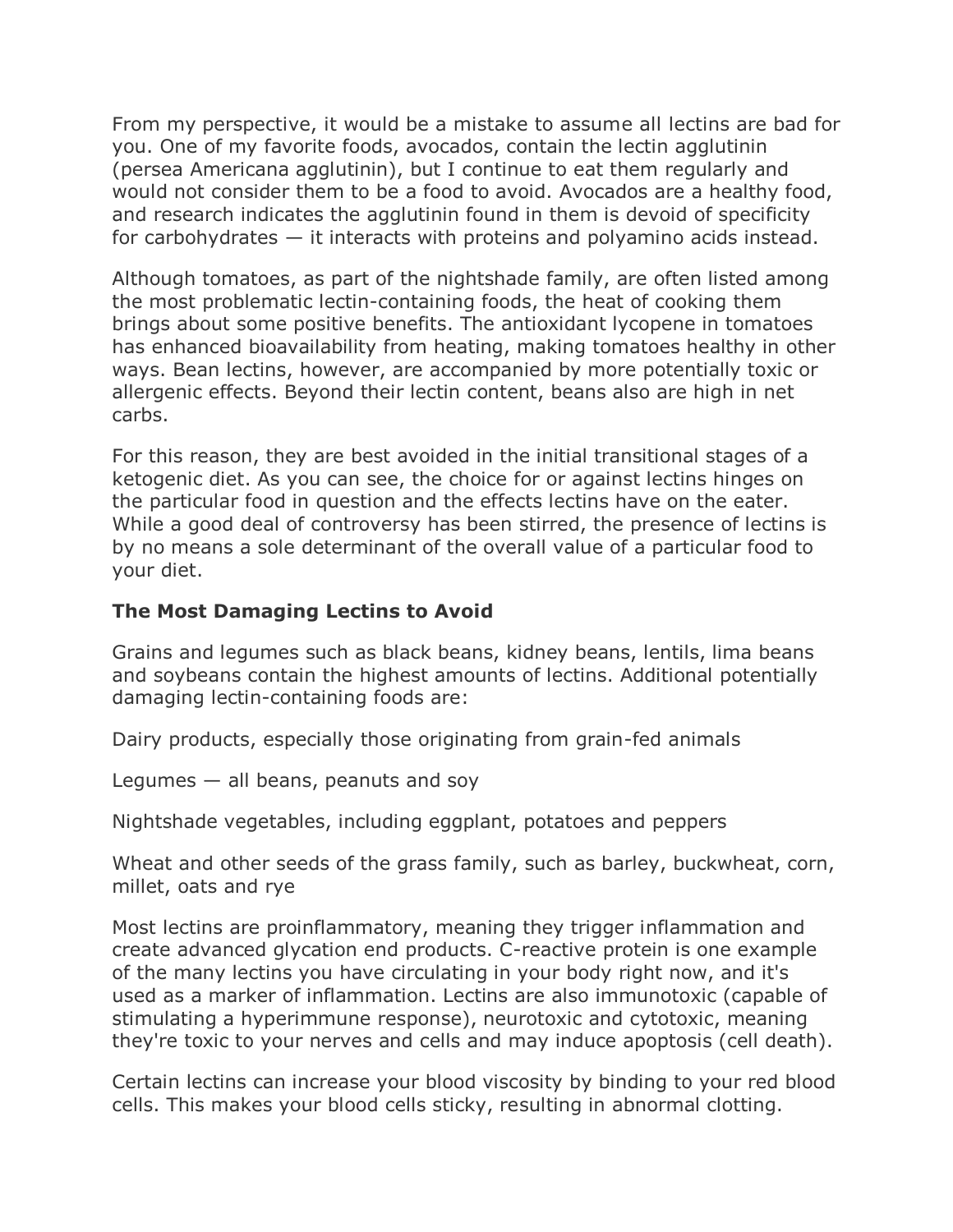From my perspective, it would be a mistake to assume all lectins are bad for you. One of my favorite foods, avocados, contain the lectin agglutinin (persea Americana agglutinin), but I continue to eat them regularly and would not consider them to be a food to avoid. Avocados are a healthy food, and research indicates the agglutinin found in them is devoid of specificity for carbohydrates — it interacts with proteins and polyamino acids instead.

Although tomatoes, as part of the nightshade family, are often listed among the most problematic lectin-containing foods, the heat of cooking them brings about some positive benefits. The antioxidant lycopene in tomatoes has enhanced bioavailability from heating, making tomatoes healthy in other ways. Bean lectins, however, are accompanied by more potentially toxic or allergenic effects. Beyond their lectin content, beans also are high in net carbs.

For this reason, they are best avoided in the initial transitional stages of a ketogenic diet. As you can see, the choice for or against lectins hinges on the particular food in question and the effects lectins have on the eater. While a good deal of controversy has been stirred, the presence of lectins is by no means a sole determinant of the overall value of a particular food to your diet.

### The Most Damaging Lectins to Avoid

Grains and legumes such as black beans, kidney beans, lentils, lima beans and soybeans contain the highest amounts of lectins. Additional potentially damaging lectin-containing foods are:

Dairy products, especially those originating from grain-fed animals

Legumes — all beans, peanuts and soy

Nightshade vegetables, including eggplant, potatoes and peppers

Wheat and other seeds of the grass family, such as barley, buckwheat, corn, millet, oats and rye

Most lectins are proinflammatory, meaning they trigger inflammation and create advanced glycation end products. C-reactive protein is one example of the many lectins you have circulating in your body right now, and it's used as a marker of inflammation. Lectins are also immunotoxic (capable of stimulating a hyperimmune response), neurotoxic and cytotoxic, meaning they're toxic to your nerves and cells and may induce apoptosis (cell death).

Certain lectins can increase your blood viscosity by binding to your red blood cells. This makes your blood cells sticky, resulting in abnormal clotting.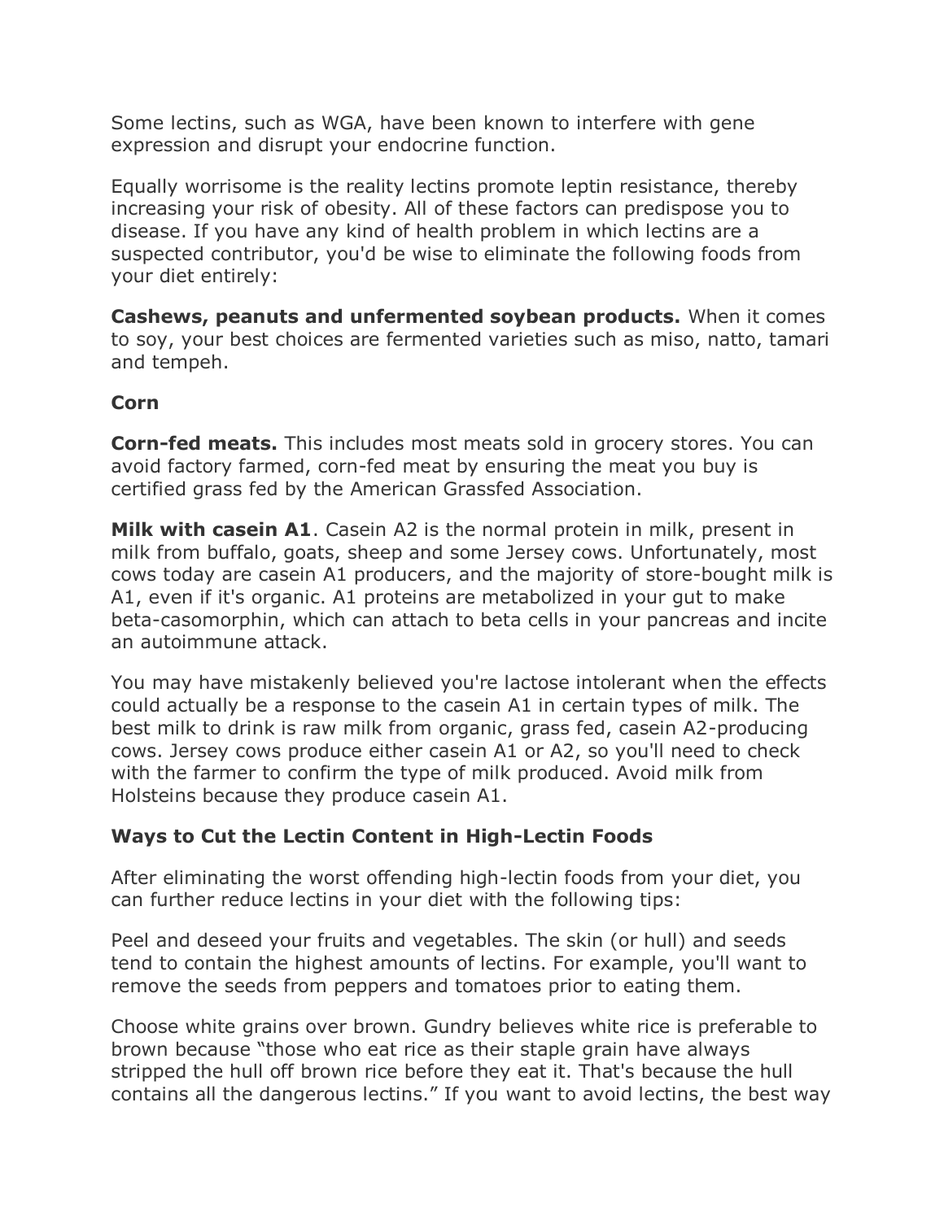Some lectins, such as WGA, have been known to interfere with gene expression and disrupt your endocrine function.

Equally worrisome is the reality lectins promote leptin resistance, thereby increasing your risk of obesity. All of these factors can predispose you to disease. If you have any kind of health problem in which lectins are a suspected contributor, you'd be wise to eliminate the following foods from your diet entirely:

**Cashews, peanuts and unfermented soybean products.** When it comes to soy, your best choices are fermented varieties such as miso, natto, tamari and tempeh.

**Corn**

**Corn-fed meats.** This includes most meats sold in grocery stores. You can avoid factory farmed, corn-fed meat by ensuring the meat you buy is certified grass fed by the American Grassfed Association.

**Milk with casein A1**. Casein A2 is the normal protein in milk, present in milk from buffalo, goats, sheep and some Jersey cows. Unfortunately, most cows today are casein A1 producers, and the majority of store-bought milk is A1, even if it's organic. A1 proteins are metabolized in your gut to make beta-casomorphin, which can attach to beta cells in your pancreas and incite an autoimmune attack.

You may have mistakenly believed you're lactose intolerant when the effects could actually be a response to the casein A1 in certain types of milk. The best milk to drink is raw milk from organic, grass fed, casein A2-producing cows. Jersey cows produce either casein A1 or A2, so you'll need to check with the farmer to confirm the type of milk produced. Avoid milk from Holsteins because they produce casein A1.

### Ways to Cut the Lectin Content in High-Lectin Foods

After eliminating the worst offending high-lectin foods from your diet, you can further reduce lectins in your diet with the following tips:

Peel and deseed your fruits and vegetables. The skin (or hull) and seeds tend to contain the highest amounts of lectins. For example, you'll want to remove the seeds from peppers and tomatoes prior to eating them.

Choose white grains over brown. Gundry believes white rice is preferable to brown because "those who eat rice as their staple grain have always stripped the hull off brown rice before they eat it. That's because the hull contains all the dangerous lectins." If you want to avoid lectins, the best way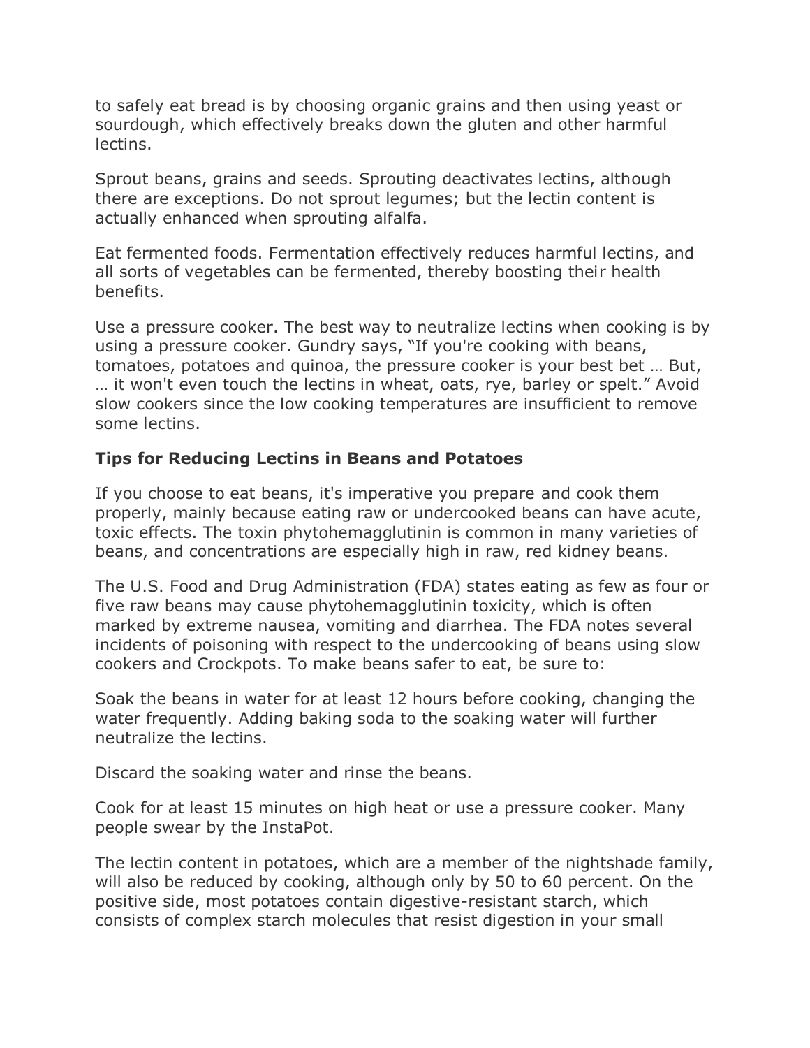to safely eat bread is by choosing organic grains and then using yeast or sourdough, which effectively breaks down the gluten and other harmful lectins.

Sprout beans, grains and seeds. Sprouting deactivates lectins, although there are exceptions. Do not sprout legumes; but the lectin content is actually enhanced when sprouting alfalfa.

Eat fermented foods. Fermentation effectively reduces harmful lectins, and all sorts of vegetables can be fermented, thereby boosting their health benefits.

Use a pressure cooker. The best way to neutralize lectins when cooking is by using a pressure cooker. Gundry says, "If you're cooking with beans, tomatoes, potatoes and quinoa, the pressure cooker is your best bet … But, … it won't even touch the lectins in wheat, oats, rye, barley or spelt." Avoid slow cookers since the low cooking temperatures are insufficient to remove some lectins.

**Tips for Reducing Lectins in Beans and Potatoes**

If you choose to eat beans, it's imperative you prepare and cook them properly, mainly because eating raw or undercooked beans can have acute, toxic effects. The toxin phytohemagglutinin is common in many varieties of beans, and concentrations are especially high in raw, red kidney beans.

The U.S. Food and Drug Administration (FDA) states eating as few as four or five raw beans may cause phytohemagglutinin toxicity, which is often marked by extreme nausea, vomiting and diarrhea. The FDA notes several incidents of poisoning with respect to the undercooking of beans using slow cookers and Crockpots. To make beans safer to eat, be sure to:

Soak the beans in water for at least 12 hours before cooking, changing the water frequently. Adding baking soda to the soaking water will further neutralize the lectins.

Discard the soaking water and rinse the beans.

Cook for at least 15 minutes on high heat or use a pressure cooker. Many people swear by the InstaPot.

The lectin content in potatoes, which are a member of the nightshade family, will also be reduced by cooking, although only by 50 to 60 percent. On the positive side, most potatoes contain digestive-resistant starch, which consists of complex starch molecules that resist digestion in your small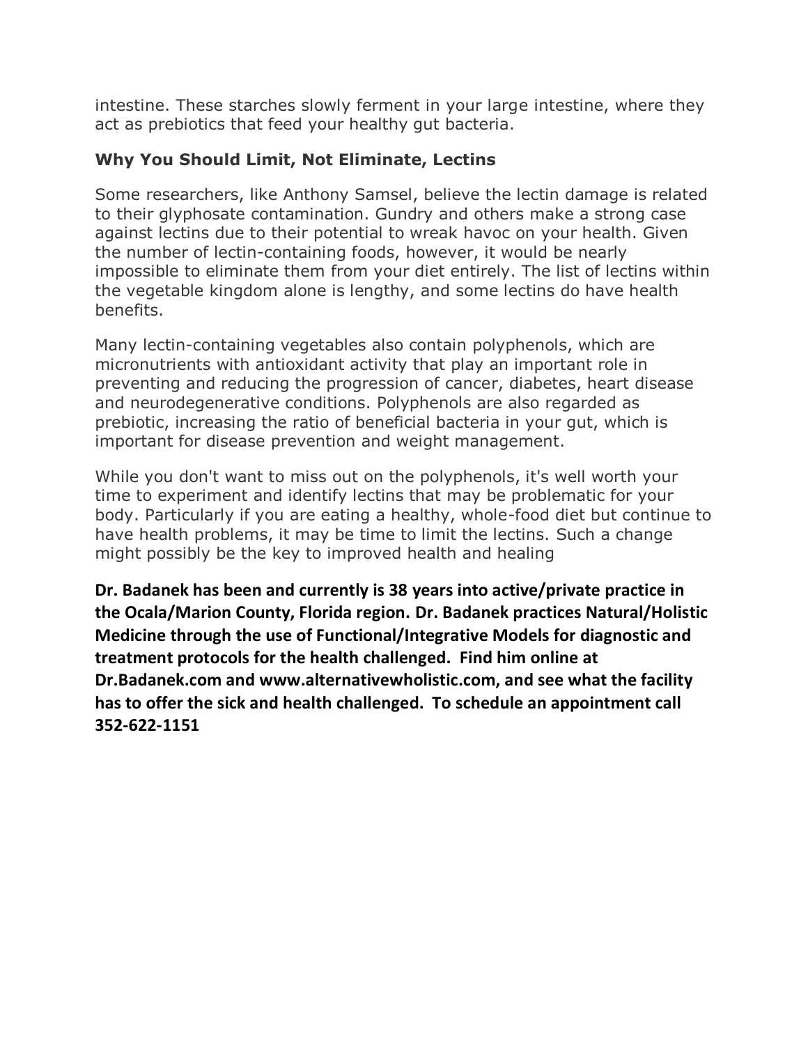intestine. These starches slowly ferment in your large intestine, where they act as prebiotics that feed your healthy gut bacteria.

### Why You Should Limit, Not Eliminate, Lectins

Some researchers, like Anthony Samsel, believe the lectin damage is related to their glyphosate contamination. Gundry and others make a strong case against lectins due to their potential to wreak havoc on your health. Given the number of lectin-containing foods, however, it would be nearly impossible to eliminate them from your diet entirely. The list of lectins within the vegetable kingdom alone is lengthy, and some lectins do have health benefits.

Many lectin-containing vegetables also contain polyphenols, which are micronutrients with antioxidant activity that play an important role in preventing and reducing the progression of cancer, diabetes, heart disease and neurodegenerative conditions. Polyphenols are also regarded as prebiotic, increasing the ratio of beneficial bacteria in your gut, which is important for disease prevention and weight management.

While you don't want to miss out on the polyphenols, it's well worth your time to experiment and identify lectins that may be problematic for your body. Particularly if you are eating a healthy, whole-food diet but continue to have health problems, it may be time to limit the lectins. Such a change might possibly be the key to improved health and healing

**Dr. Badanek has been and currently is 38 years into active/private practice in the Ocala/Marion County, Florida region. Dr. Badanek practices Natural/Holistic Medicine through the use of Functional/Integrative Models for diagnostic and treatment protocols for the health challenged. Find him online at Dr.Badanek.com and www.alternativewholistic.com, and see what the facility has to offer the sick and health challenged. To schedule an appointment call 352-622-1151**